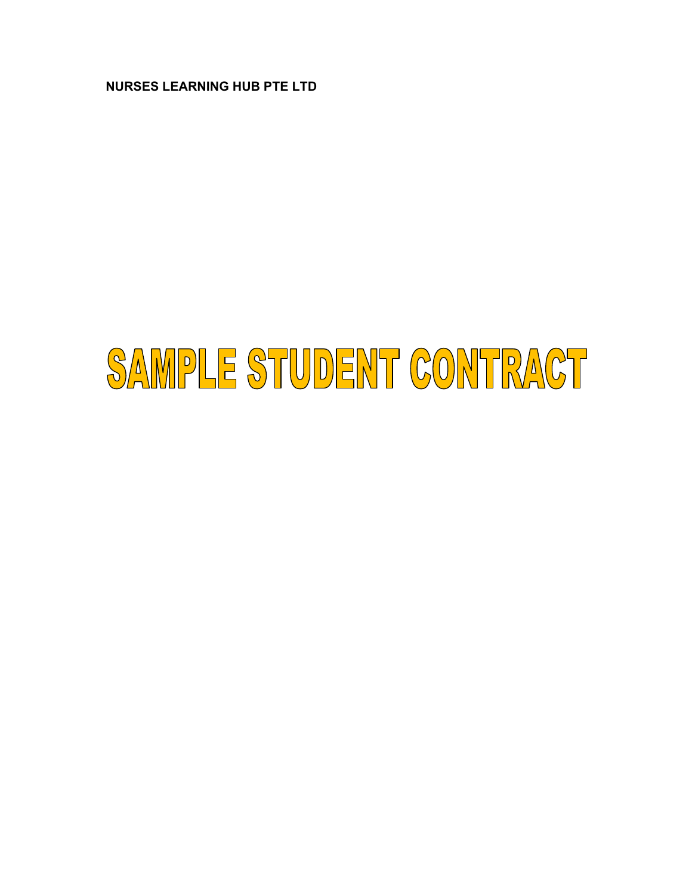**NURSES LEARNING HUB PTE LTD**

# SAMPLE STUDENT CONTRACT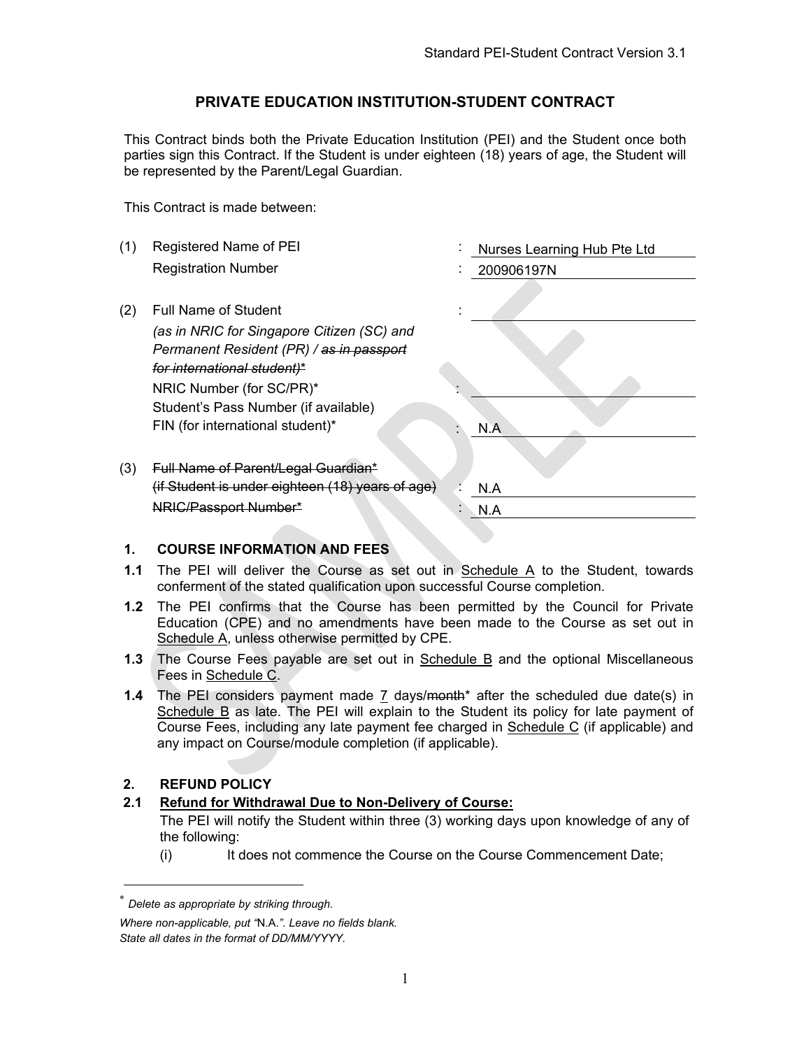# PRIVATE EDUCATION INSTITUTION-STUDENT CONTRACT

This Contract binds both the Private Education Institution (PEI) and the Student once both parties sign this Contract. If the Student is under eighteen (18) years of age, the Student will be represented by the Parent/Legal Guardian.

This Contract is made between:

| | | | |
|---|---|---|---|
| (1) | Registered Name of PEI | : | Nurses Learning Hub Pte Ltd |
| | Registration Number | : | 200906197N |
| (2) | Full Name of Student *(as in NRIC for Singapore Citizen (SC) and Permanent Resident (PR) / ~~as in passport for international student)~~\** | : | |
| | NRIC Number (for SC/PR)\* | : | |
| | Student's Pass Number (if available) FIN (for international student)\* | : | N.A |
| (3) | ~~Full Name of Parent/Legal Guardian\*~~ ~~(if Student is under eighteen (18) years of age)~~ | : | N.A |
| | ~~NRIC/Passport Number\*~~ | : | N.A |

## 1. COURSE INFORMATION AND FEES

**1.1** The PEI will deliver the Course as set out in Schedule A to the Student, towards conferment of the stated qualification upon successful Course completion.

**1.2** The PEI confirms that the Course has been permitted by the Council for Private Education (CPE) and no amendments have been made to the Course as set out in Schedule A, unless otherwise permitted by CPE.

**1.3** The Course Fees payable are set out in Schedule B and the optional Miscellaneous Fees in Schedule C.

**1.4** The PEI considers payment made 7 days/~~month~~\* after the scheduled due date(s) in Schedule B as late. The PEI will explain to the Student its policy for late payment of Course Fees, including any late payment fee charged in Schedule C (if applicable) and any impact on Course/module completion (if applicable).

## 2. REFUND POLICY

**2.1 Refund for Withdrawal Due to Non-Delivery of Course:**

The PEI will notify the Student within three (3) working days upon knowledge of any of the following:

(i) It does not commence the Course on the Course Commencement Date;

---

\* *Delete as appropriate by striking through.*

*Where non-applicable, put "N.A.". Leave no fields blank.*

*State all dates in the format of DD/MM/YYYY.*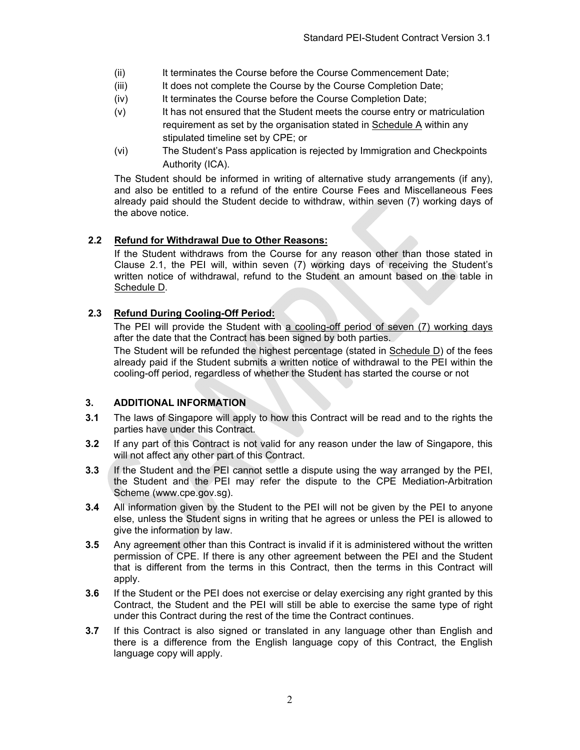(ii) It terminates the Course before the Course Commencement Date;

(iii) It does not complete the Course by the Course Completion Date;

(iv) It terminates the Course before the Course Completion Date;

(v) It has not ensured that the Student meets the course entry or matriculation requirement as set by the organisation stated in <u>Schedule A</u> within any stipulated timeline set by CPE; or

(vi) The Student's Pass application is rejected by Immigration and Checkpoints Authority (ICA).

The Student should be informed in writing of alternative study arrangements (if any), and also be entitled to a refund of the entire Course Fees and Miscellaneous Fees already paid should the Student decide to withdraw, within seven (7) working days of the above notice.

**2.2 <u>Refund for Withdrawal Due to Other Reasons:</u>**

If the Student withdraws from the Course for any reason other than those stated in Clause 2.1, the PEI will, within seven (7) working days of receiving the Student's written notice of withdrawal, refund to the Student an amount based on the table in <u>Schedule D</u>.

**2.3 <u>Refund During Cooling-Off Period:</u>**

The PEI will provide the Student with <u>a cooling-off period of seven (7) working days</u> after the date that the Contract has been signed by both parties.

The Student will be refunded the highest percentage (stated in <u>Schedule D</u>) of the fees already paid if the Student submits a written notice of withdrawal to the PEI within the cooling-off period, regardless of whether the Student has started the course or not

## 3. ADDITIONAL INFORMATION

**3.1** The laws of Singapore will apply to how this Contract will be read and to the rights the parties have under this Contract.

**3.2** If any part of this Contract is not valid for any reason under the law of Singapore, this will not affect any other part of this Contract.

**3.3** If the Student and the PEI cannot settle a dispute using the way arranged by the PEI, the Student and the PEI may refer the dispute to the CPE Mediation-Arbitration Scheme (www.cpe.gov.sg).

**3.4** All information given by the Student to the PEI will not be given by the PEI to anyone else, unless the Student signs in writing that he agrees or unless the PEI is allowed to give the information by law.

**3.5** Any agreement other than this Contract is invalid if it is administered without the written permission of CPE. If there is any other agreement between the PEI and the Student that is different from the terms in this Contract, then the terms in this Contract will apply.

**3.6** If the Student or the PEI does not exercise or delay exercising any right granted by this Contract, the Student and the PEI will still be able to exercise the same type of right under this Contract during the rest of the time the Contract continues.

**3.7** If this Contract is also signed or translated in any language other than English and there is a difference from the English language copy of this Contract, the English language copy will apply.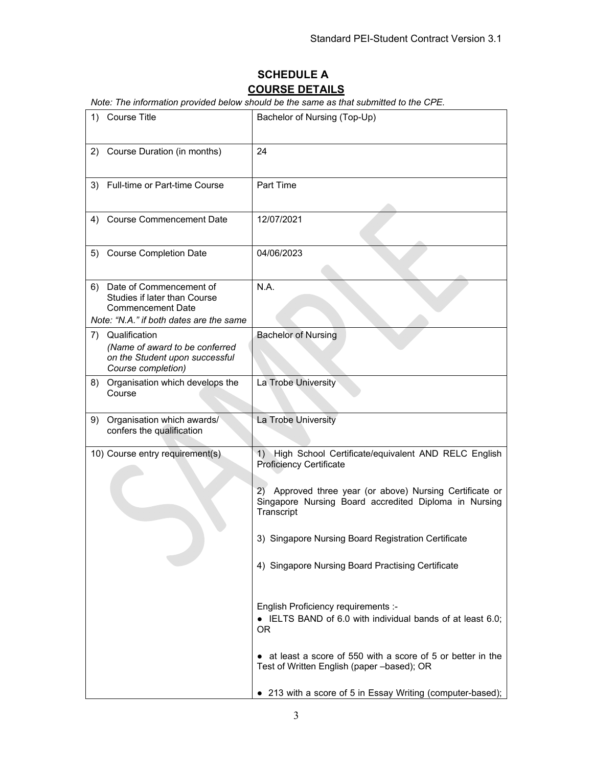# SCHEDULE A

## COURSE DETAILS

*Note: The information provided below should be the same as that submitted to the CPE.*

| | |
|---|---|
| 1) Course Title | Bachelor of Nursing (Top-Up) |
| 2) Course Duration (in months) | 24 |
| 3) Full-time or Part-time Course | Part Time |
| 4) Course Commencement Date | 12/07/2021 |
| 5) Course Completion Date | 04/06/2023 |
| 6) Date of Commencement of Studies if later than Course Commencement Date<br>*Note: "N.A." if both dates are the same* | N.A. |
| 7) Qualification<br>*(Name of award to be conferred on the Student upon successful Course completion)* | Bachelor of Nursing |
| 8) Organisation which develops the Course | La Trobe University |
| 9) Organisation which awards/ confers the qualification | La Trobe University |
| 10) Course entry requirement(s) | 1) High School Certificate/equivalent AND RELC English Proficiency Certificate<br><br>2) Approved three year (or above) Nursing Certificate or Singapore Nursing Board accredited Diploma in Nursing Transcript<br><br>3) Singapore Nursing Board Registration Certificate<br><br>4) Singapore Nursing Board Practising Certificate<br><br>English Proficiency requirements :-<br>● IELTS BAND of 6.0 with individual bands of at least 6.0; OR<br><br>● at least a score of 550 with a score of 5 or better in the Test of Written English (paper –based); OR<br><br>● 213 with a score of 5 in Essay Writing (computer-based); |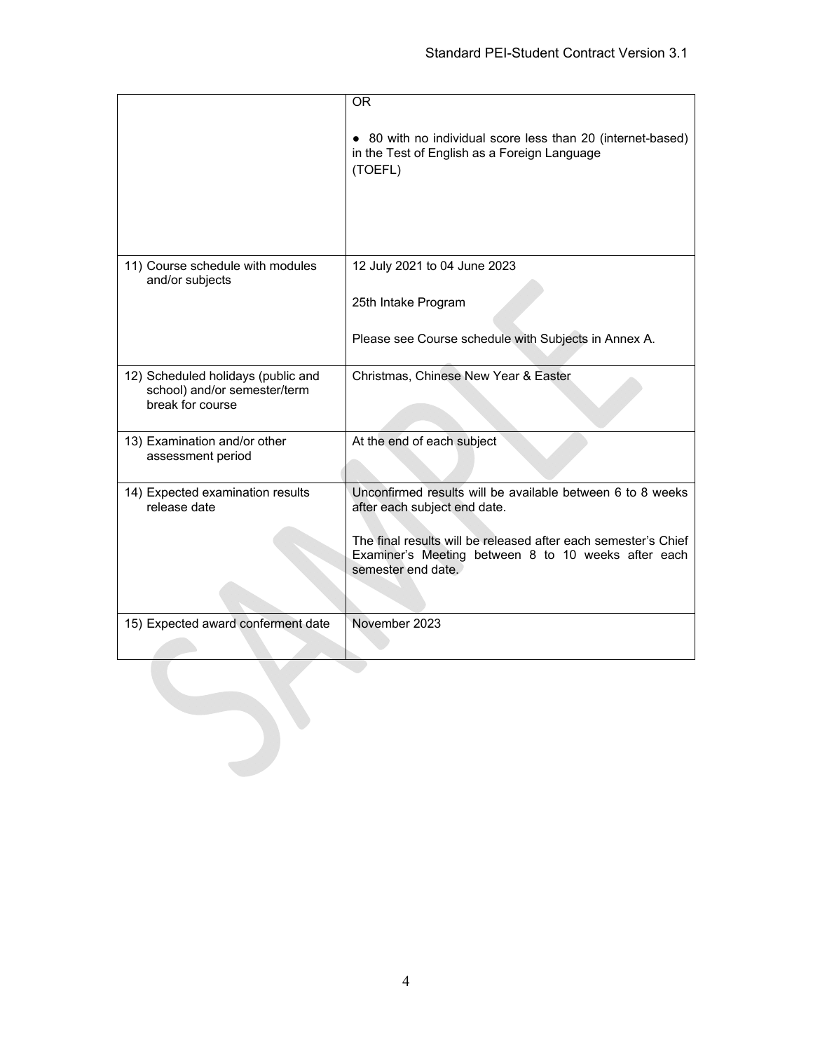|  | OR<br><br>● 80 with no individual score less than 20 (internet-based) in the Test of English as a Foreign Language (TOEFL) |
| --- | --- |
| 11) Course schedule with modules and/or subjects | 12 July 2021 to 04 June 2023<br><br>25th Intake Program<br><br>Please see Course schedule with Subjects in Annex A. |
| 12) Scheduled holidays (public and school) and/or semester/term break for course | Christmas, Chinese New Year & Easter |
| 13) Examination and/or other assessment period | At the end of each subject |
| 14) Expected examination results release date | Unconfirmed results will be available between 6 to 8 weeks after each subject end date.<br><br>The final results will be released after each semester's Chief Examiner's Meeting between 8 to 10 weeks after each semester end date. |
| 15) Expected award conferment date | November 2023 |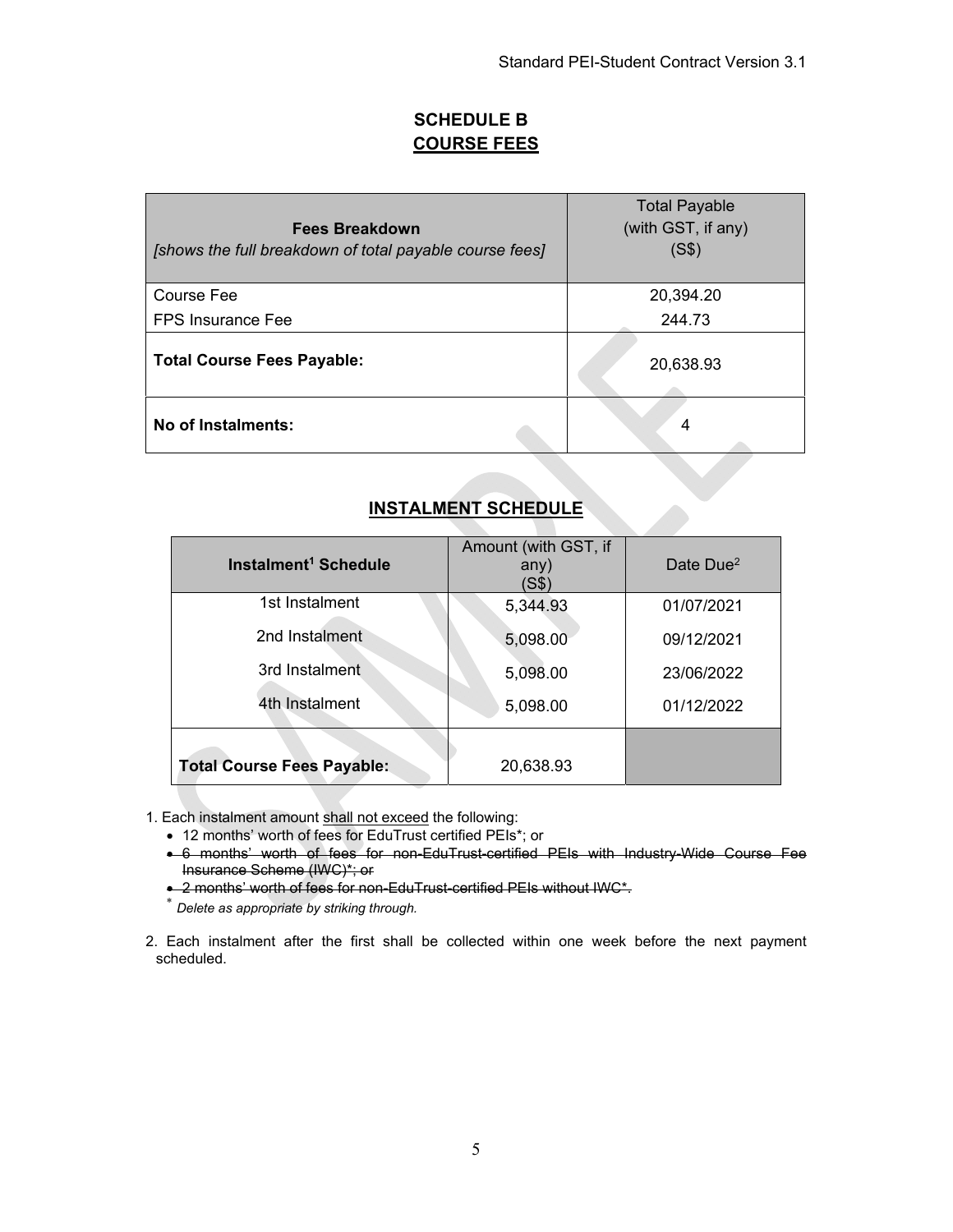# SCHEDULE B
## COURSE FEES

| **Fees Breakdown** *[shows the full breakdown of total payable course fees]* | Total Payable (with GST, if any) (S$) |
|---|---|
| Course Fee<br>FPS Insurance Fee | 20,394.20<br>244.73 |
| **Total Course Fees Payable:** | 20,638.93 |
| **No of Instalments:** | 4 |

## INSTALMENT SCHEDULE

| **Instalment[1] Schedule** | Amount (with GST, if any) (S$) | Date Due[2] |
|---|---|---|
| 1st Instalment | 5,344.93 | 01/07/2021 |
| 2nd Instalment | 5,098.00 | 09/12/2021 |
| 3rd Instalment | 5,098.00 | 23/06/2022 |
| 4th Instalment | 5,098.00 | 01/12/2022 |
| **Total Course Fees Payable:** | 20,638.93 | |

1. Each instalment amount shall not exceed the following:
   - 12 months' worth of fees for EduTrust certified PEIs*; or
   - ~~6 months' worth of fees for non-EduTrust-certified PEIs with Industry-Wide Course Fee Insurance Scheme (IWC)*; or~~
   - ~~2 months' worth of fees for non-EduTrust-certified PEIs without IWC*.~~

   \* *Delete as appropriate by striking through.*

2. Each instalment after the first shall be collected within one week before the next payment scheduled.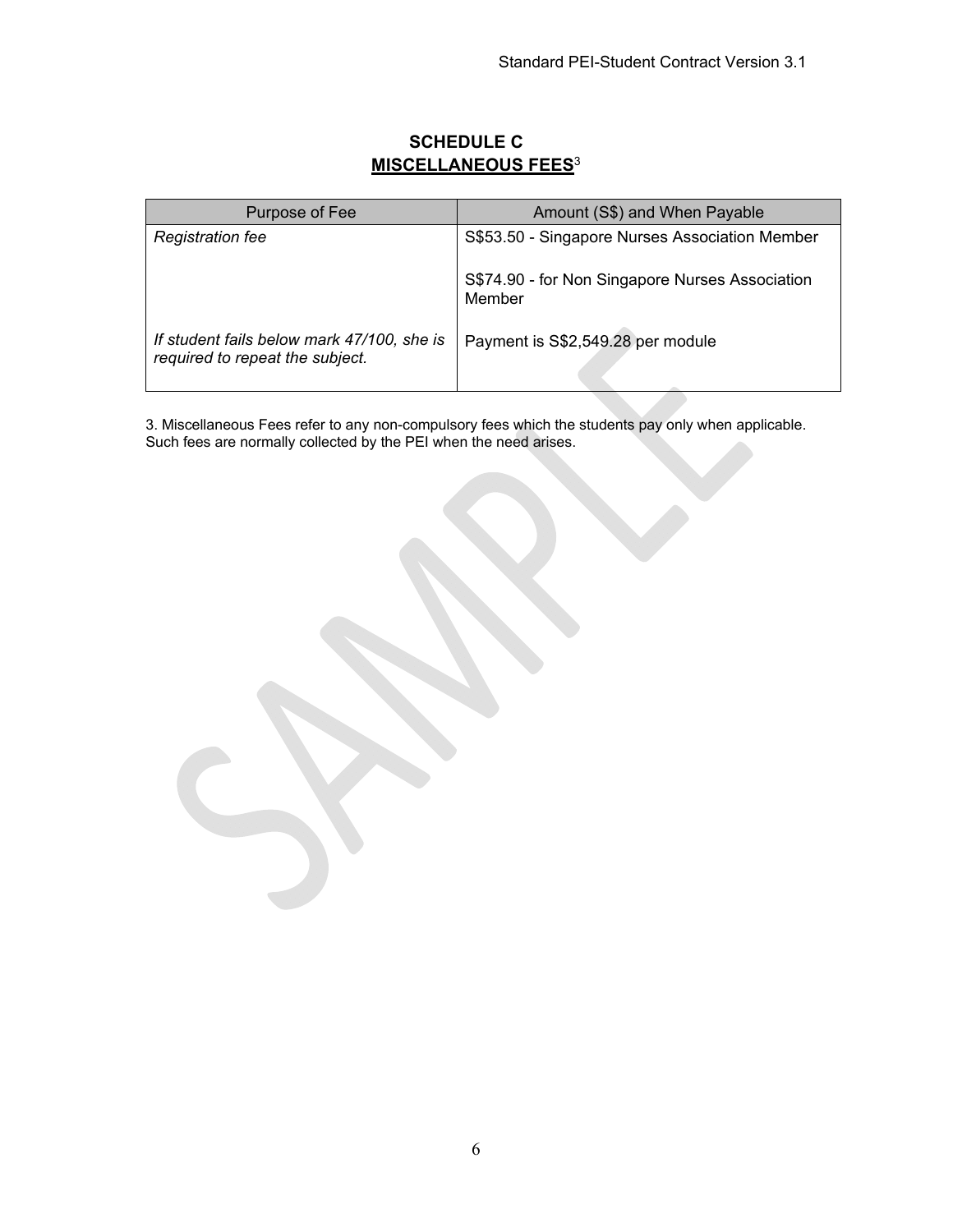## SCHEDULE C
## MISCELLANEOUS FEES[3]

| Purpose of Fee | Amount (S$) and When Payable |
|---|---|
| *Registration fee* | S$53.50 - Singapore Nurses Association Member<br><br>S$74.90 - for Non Singapore Nurses Association Member |
| *If student fails below mark 47/100, she is required to repeat the subject.* | Payment is S$2,549.28 per module |

3. Miscellaneous Fees refer to any non-compulsory fees which the students pay only when applicable. Such fees are normally collected by the PEI when the need arises.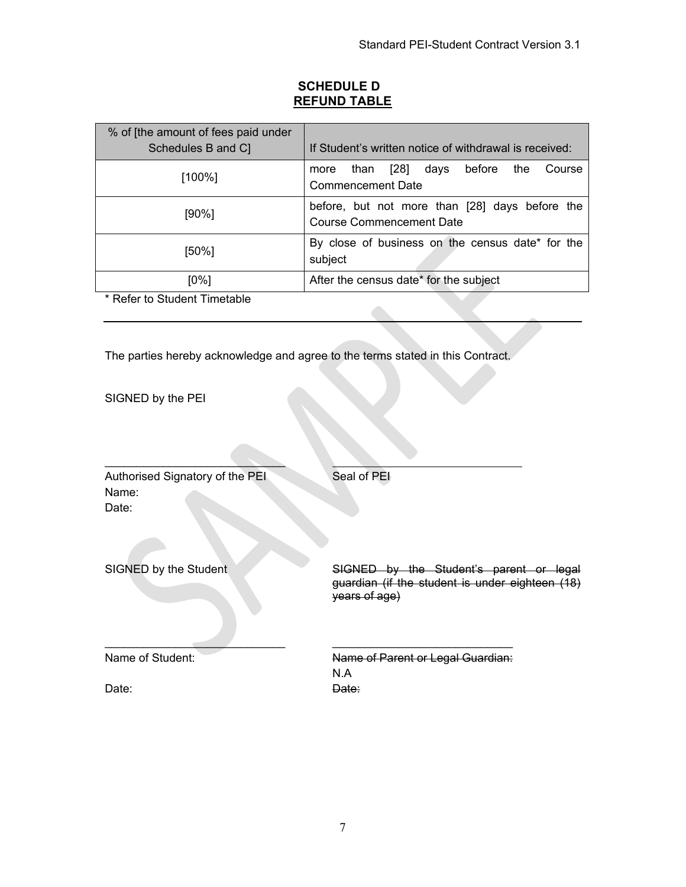# SCHEDULE D
## REFUND TABLE

| % of [the amount of fees paid under Schedules B and C] | If Student's written notice of withdrawal is received: |
|---|---|
| [100%] | more than [28] days before the Course Commencement Date |
| [90%] | before, but not more than [28] days before the Course Commencement Date |
| [50%] | By close of business on the census date* for the subject |
| [0%] | After the census date* for the subject |

* Refer to Student Timetable

---

The parties hereby acknowledge and agree to the terms stated in this Contract.

SIGNED by the PEI

\_\_\_\_\_\_\_\_\_\_\_\_\_\_\_\_\_\_\_\_\_\_\_\_\_\_\_\_

Authorised Signatory of the PEI
Name:
Date:

\_\_\_\_\_\_\_\_\_\_\_\_\_\_\_\_\_\_\_\_\_\_\_\_\_\_\_\_

Seal of PEI

SIGNED by the Student

\_\_\_\_\_\_\_\_\_\_\_\_\_\_\_\_\_\_\_\_\_\_\_\_\_\_\_\_

Name of Student:

Date:

~~SIGNED by the Student's parent or legal guardian (if the student is under eighteen (18) years of age)~~

\_\_\_\_\_\_\_\_\_\_\_\_\_\_\_\_\_\_\_\_\_\_\_\_\_\_\_\_

~~Name of Parent or Legal Guardian:~~
N.A
~~Date:~~